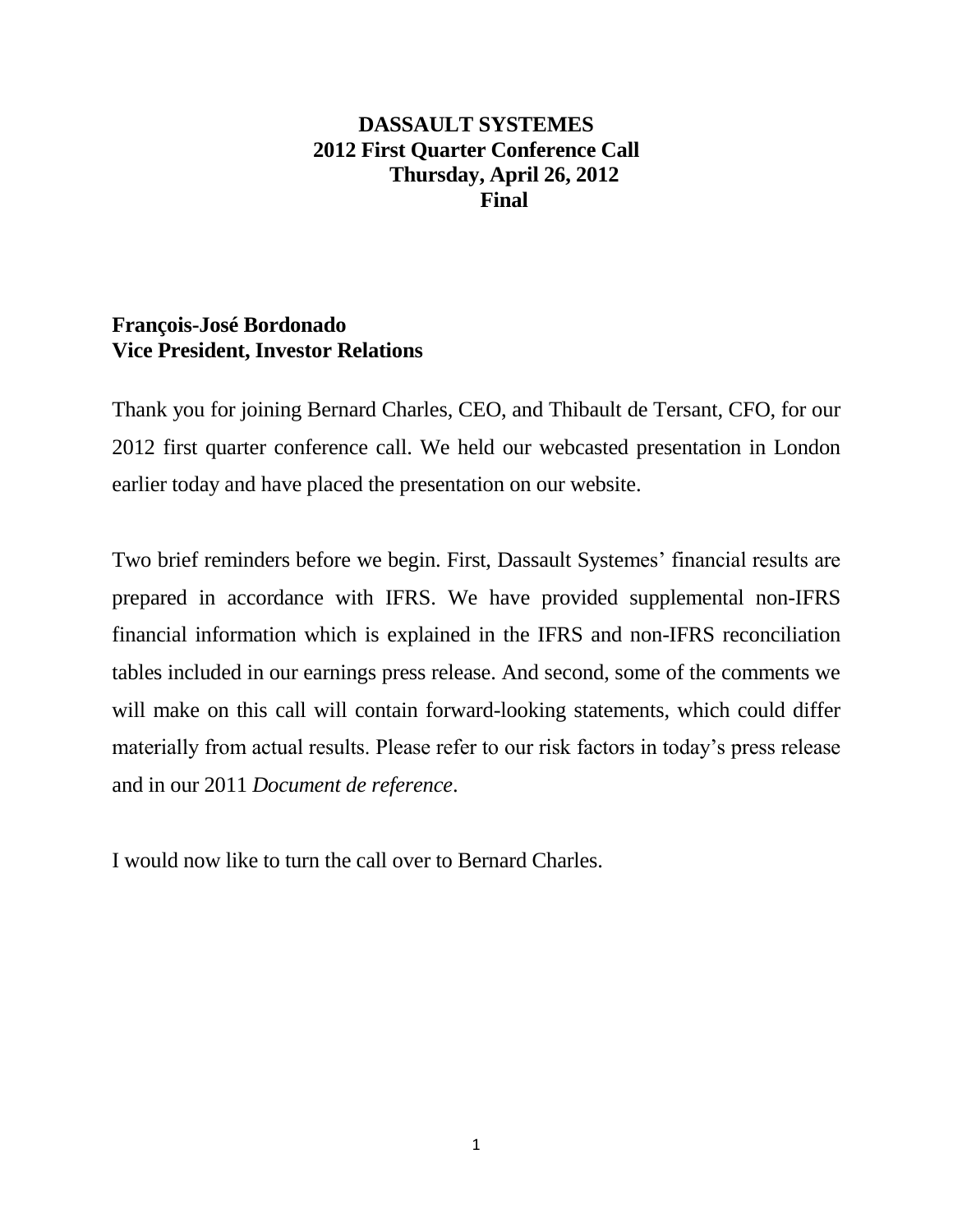# DASSAULT SYSTEMES
## 2012 First Quarter Conference Call
### Thursday, April 26, 2012
### Final

**François-José Bordonado**
**Vice President, Investor Relations**

Thank you for joining Bernard Charles, CEO, and Thibault de Tersant, CFO, for our 2012 first quarter conference call. We held our webcasted presentation in London earlier today and have placed the presentation on our website.

Two brief reminders before we begin. First, Dassault Systemes' financial results are prepared in accordance with IFRS. We have provided supplemental non-IFRS financial information which is explained in the IFRS and non-IFRS reconciliation tables included in our earnings press release. And second, some of the comments we will make on this call will contain forward-looking statements, which could differ materially from actual results. Please refer to our risk factors in today's press release and in our 2011 *Document de reference*.

I would now like to turn the call over to Bernard Charles.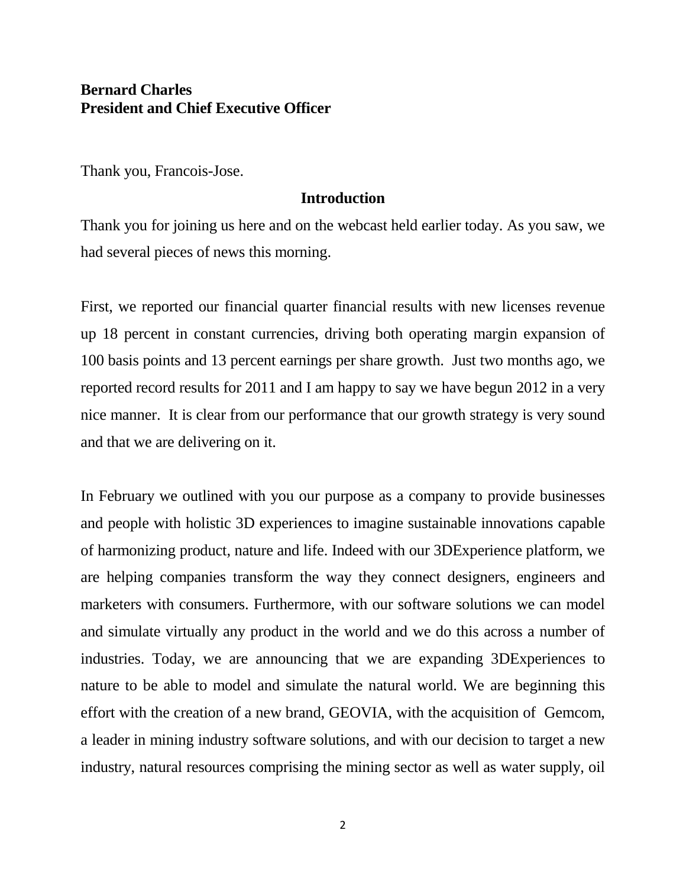**Bernard Charles**
**President and Chief Executive Officer**

Thank you, Francois-Jose.

## Introduction

Thank you for joining us here and on the webcast held earlier today. As you saw, we had several pieces of news this morning.

First, we reported our financial quarter financial results with new licenses revenue up 18 percent in constant currencies, driving both operating margin expansion of 100 basis points and 13 percent earnings per share growth. Just two months ago, we reported record results for 2011 and I am happy to say we have begun 2012 in a very nice manner. It is clear from our performance that our growth strategy is very sound and that we are delivering on it.

In February we outlined with you our purpose as a company to provide businesses and people with holistic 3D experiences to imagine sustainable innovations capable of harmonizing product, nature and life. Indeed with our 3DExperience platform, we are helping companies transform the way they connect designers, engineers and marketers with consumers. Furthermore, with our software solutions we can model and simulate virtually any product in the world and we do this across a number of industries. Today, we are announcing that we are expanding 3DExperiences to nature to be able to model and simulate the natural world. We are beginning this effort with the creation of a new brand, GEOVIA, with the acquisition of Gemcom, a leader in mining industry software solutions, and with our decision to target a new industry, natural resources comprising the mining sector as well as water supply, oil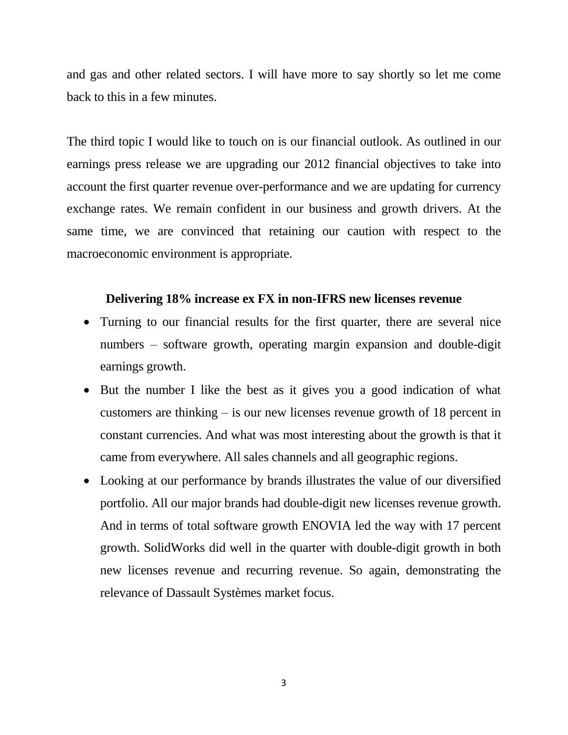and gas and other related sectors. I will have more to say shortly so let me come back to this in a few minutes.

The third topic I would like to touch on is our financial outlook. As outlined in our earnings press release we are upgrading our 2012 financial objectives to take into account the first quarter revenue over-performance and we are updating for currency exchange rates. We remain confident in our business and growth drivers. At the same time, we are convinced that retaining our caution with respect to the macroeconomic environment is appropriate.

**Delivering 18% increase ex FX in non-IFRS new licenses revenue**

- Turning to our financial results for the first quarter, there are several nice numbers – software growth, operating margin expansion and double-digit earnings growth.
- But the number I like the best as it gives you a good indication of what customers are thinking – is our new licenses revenue growth of 18 percent in constant currencies. And what was most interesting about the growth is that it came from everywhere. All sales channels and all geographic regions.
- Looking at our performance by brands illustrates the value of our diversified portfolio. All our major brands had double-digit new licenses revenue growth. And in terms of total software growth ENOVIA led the way with 17 percent growth. SolidWorks did well in the quarter with double-digit growth in both new licenses revenue and recurring revenue. So again, demonstrating the relevance of Dassault Systèmes market focus.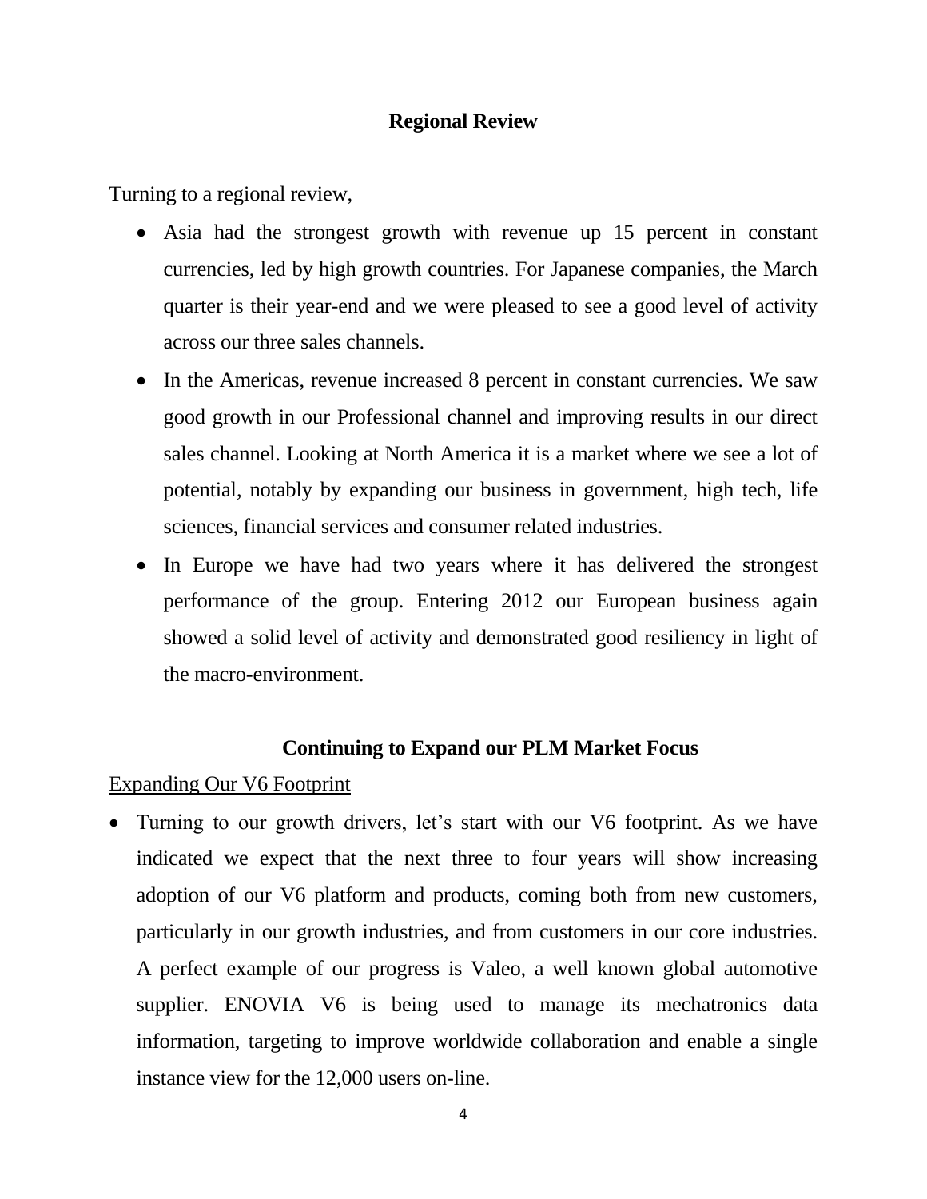## Regional Review

Turning to a regional review,

- Asia had the strongest growth with revenue up 15 percent in constant currencies, led by high growth countries. For Japanese companies, the March quarter is their year-end and we were pleased to see a good level of activity across our three sales channels.
- In the Americas, revenue increased 8 percent in constant currencies. We saw good growth in our Professional channel and improving results in our direct sales channel. Looking at North America it is a market where we see a lot of potential, notably by expanding our business in government, high tech, life sciences, financial services and consumer related industries.
- In Europe we have had two years where it has delivered the strongest performance of the group. Entering 2012 our European business again showed a solid level of activity and demonstrated good resiliency in light of the macro-environment.

## Continuing to Expand our PLM Market Focus

Expanding Our V6 Footprint

- Turning to our growth drivers, let's start with our V6 footprint. As we have indicated we expect that the next three to four years will show increasing adoption of our V6 platform and products, coming both from new customers, particularly in our growth industries, and from customers in our core industries. A perfect example of our progress is Valeo, a well known global automotive supplier. ENOVIA V6 is being used to manage its mechatronics data information, targeting to improve worldwide collaboration and enable a single instance view for the 12,000 users on-line.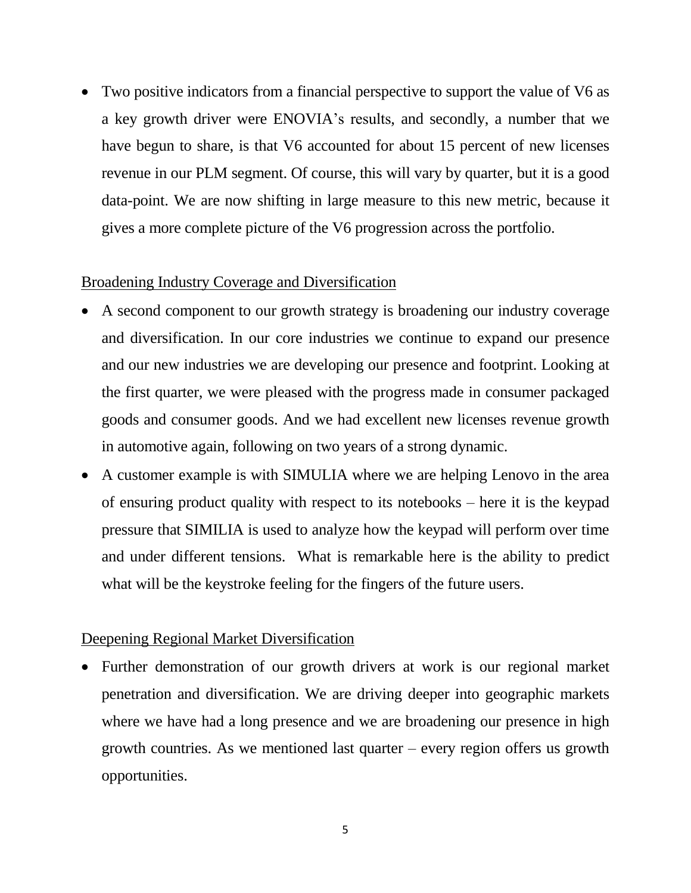- Two positive indicators from a financial perspective to support the value of V6 as a key growth driver were ENOVIA's results, and secondly, a number that we have begun to share, is that V6 accounted for about 15 percent of new licenses revenue in our PLM segment. Of course, this will vary by quarter, but it is a good data-point. We are now shifting in large measure to this new metric, because it gives a more complete picture of the V6 progression across the portfolio.

<u>Broadening Industry Coverage and Diversification</u>

- A second component to our growth strategy is broadening our industry coverage and diversification. In our core industries we continue to expand our presence and our new industries we are developing our presence and footprint. Looking at the first quarter, we were pleased with the progress made in consumer packaged goods and consumer goods. And we had excellent new licenses revenue growth in automotive again, following on two years of a strong dynamic.
- A customer example is with SIMULIA where we are helping Lenovo in the area of ensuring product quality with respect to its notebooks – here it is the keypad pressure that SIMILIA is used to analyze how the keypad will perform over time and under different tensions. What is remarkable here is the ability to predict what will be the keystroke feeling for the fingers of the future users.

<u>Deepening Regional Market Diversification</u>

- Further demonstration of our growth drivers at work is our regional market penetration and diversification. We are driving deeper into geographic markets where we have had a long presence and we are broadening our presence in high growth countries. As we mentioned last quarter – every region offers us growth opportunities.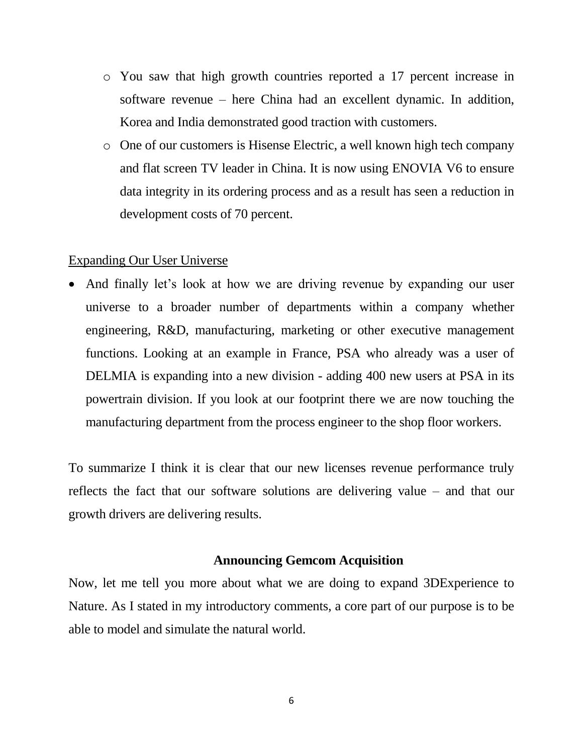- You saw that high growth countries reported a 17 percent increase in software revenue – here China had an excellent dynamic. In addition, Korea and India demonstrated good traction with customers.
  - One of our customers is Hisense Electric, a well known high tech company and flat screen TV leader in China. It is now using ENOVIA V6 to ensure data integrity in its ordering process and as a result has seen a reduction in development costs of 70 percent.

<u>Expanding Our User Universe</u>

- And finally let's look at how we are driving revenue by expanding our user universe to a broader number of departments within a company whether engineering, R&D, manufacturing, marketing or other executive management functions. Looking at an example in France, PSA who already was a user of DELMIA is expanding into a new division - adding 400 new users at PSA in its powertrain division. If you look at our footprint there we are now touching the manufacturing department from the process engineer to the shop floor workers.

To summarize I think it is clear that our new licenses revenue performance truly reflects the fact that our software solutions are delivering value – and that our growth drivers are delivering results.

**Announcing Gemcom Acquisition**

Now, let me tell you more about what we are doing to expand 3DExperience to Nature. As I stated in my introductory comments, a core part of our purpose is to be able to model and simulate the natural world.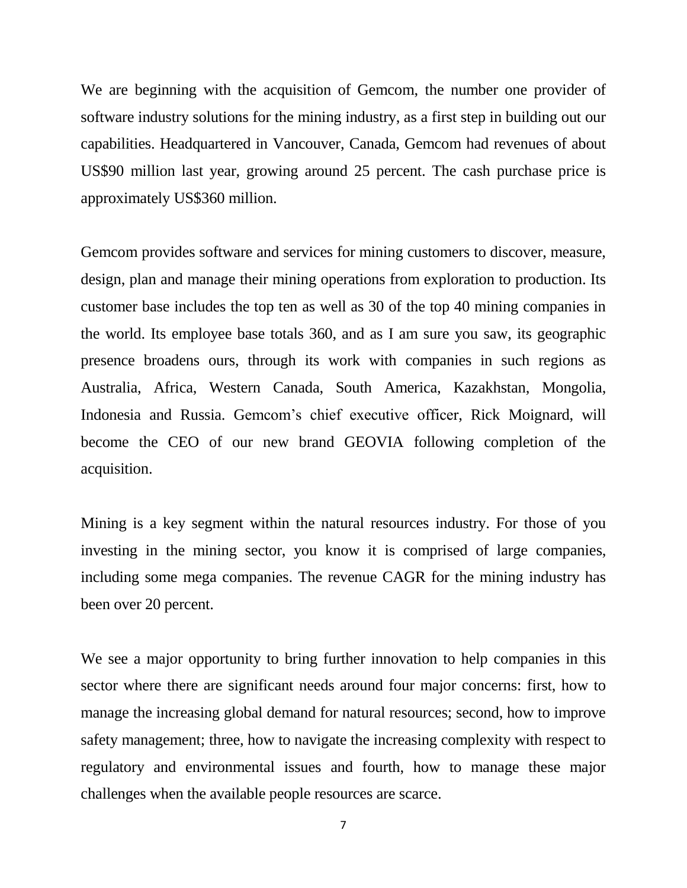We are beginning with the acquisition of Gemcom, the number one provider of software industry solutions for the mining industry, as a first step in building out our capabilities. Headquartered in Vancouver, Canada, Gemcom had revenues of about US$90 million last year, growing around 25 percent. The cash purchase price is approximately US$360 million.

Gemcom provides software and services for mining customers to discover, measure, design, plan and manage their mining operations from exploration to production. Its customer base includes the top ten as well as 30 of the top 40 mining companies in the world. Its employee base totals 360, and as I am sure you saw, its geographic presence broadens ours, through its work with companies in such regions as Australia, Africa, Western Canada, South America, Kazakhstan, Mongolia, Indonesia and Russia. Gemcom's chief executive officer, Rick Moignard, will become the CEO of our new brand GEOVIA following completion of the acquisition.

Mining is a key segment within the natural resources industry. For those of you investing in the mining sector, you know it is comprised of large companies, including some mega companies. The revenue CAGR for the mining industry has been over 20 percent.

We see a major opportunity to bring further innovation to help companies in this sector where there are significant needs around four major concerns: first, how to manage the increasing global demand for natural resources; second, how to improve safety management; three, how to navigate the increasing complexity with respect to regulatory and environmental issues and fourth, how to manage these major challenges when the available people resources are scarce.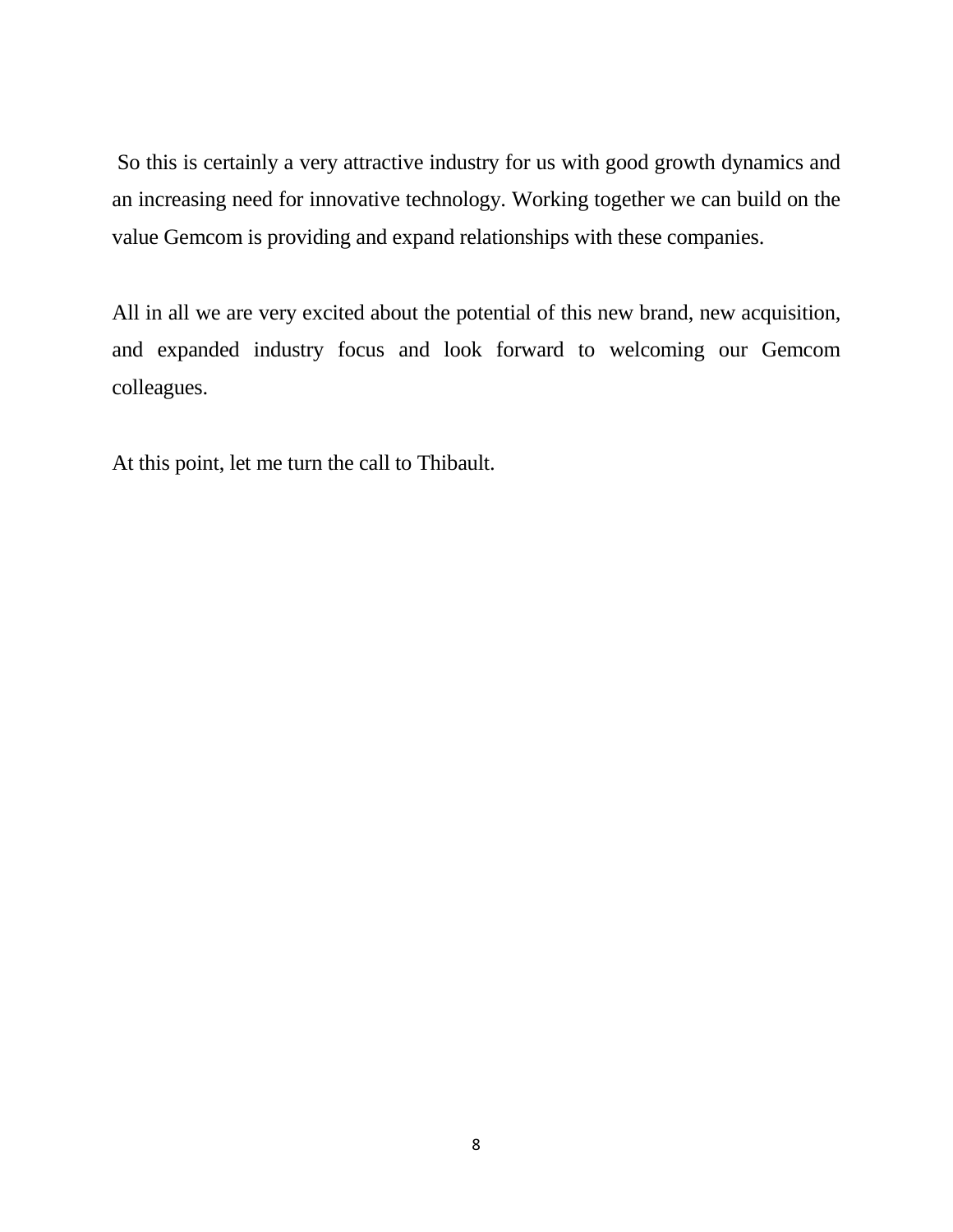So this is certainly a very attractive industry for us with good growth dynamics and an increasing need for innovative technology. Working together we can build on the value Gemcom is providing and expand relationships with these companies.

All in all we are very excited about the potential of this new brand, new acquisition, and expanded industry focus and look forward to welcoming our Gemcom colleagues.

At this point, let me turn the call to Thibault.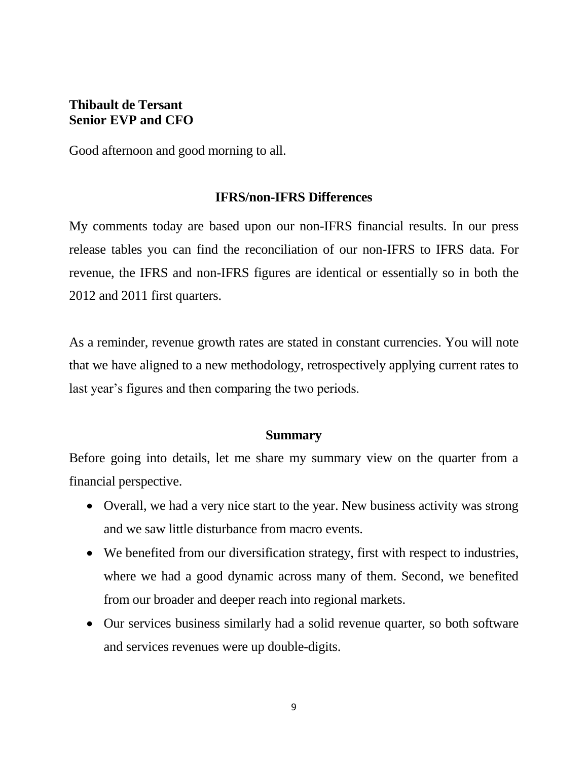**Thibault de Tersant**
**Senior EVP and CFO**

Good afternoon and good morning to all.

## IFRS/non-IFRS Differences

My comments today are based upon our non-IFRS financial results. In our press release tables you can find the reconciliation of our non-IFRS to IFRS data. For revenue, the IFRS and non-IFRS figures are identical or essentially so in both the 2012 and 2011 first quarters.

As a reminder, revenue growth rates are stated in constant currencies. You will note that we have aligned to a new methodology, retrospectively applying current rates to last year's figures and then comparing the two periods.

## Summary

Before going into details, let me share my summary view on the quarter from a financial perspective.

- Overall, we had a very nice start to the year. New business activity was strong and we saw little disturbance from macro events.
- We benefited from our diversification strategy, first with respect to industries, where we had a good dynamic across many of them. Second, we benefited from our broader and deeper reach into regional markets.
- Our services business similarly had a solid revenue quarter, so both software and services revenues were up double-digits.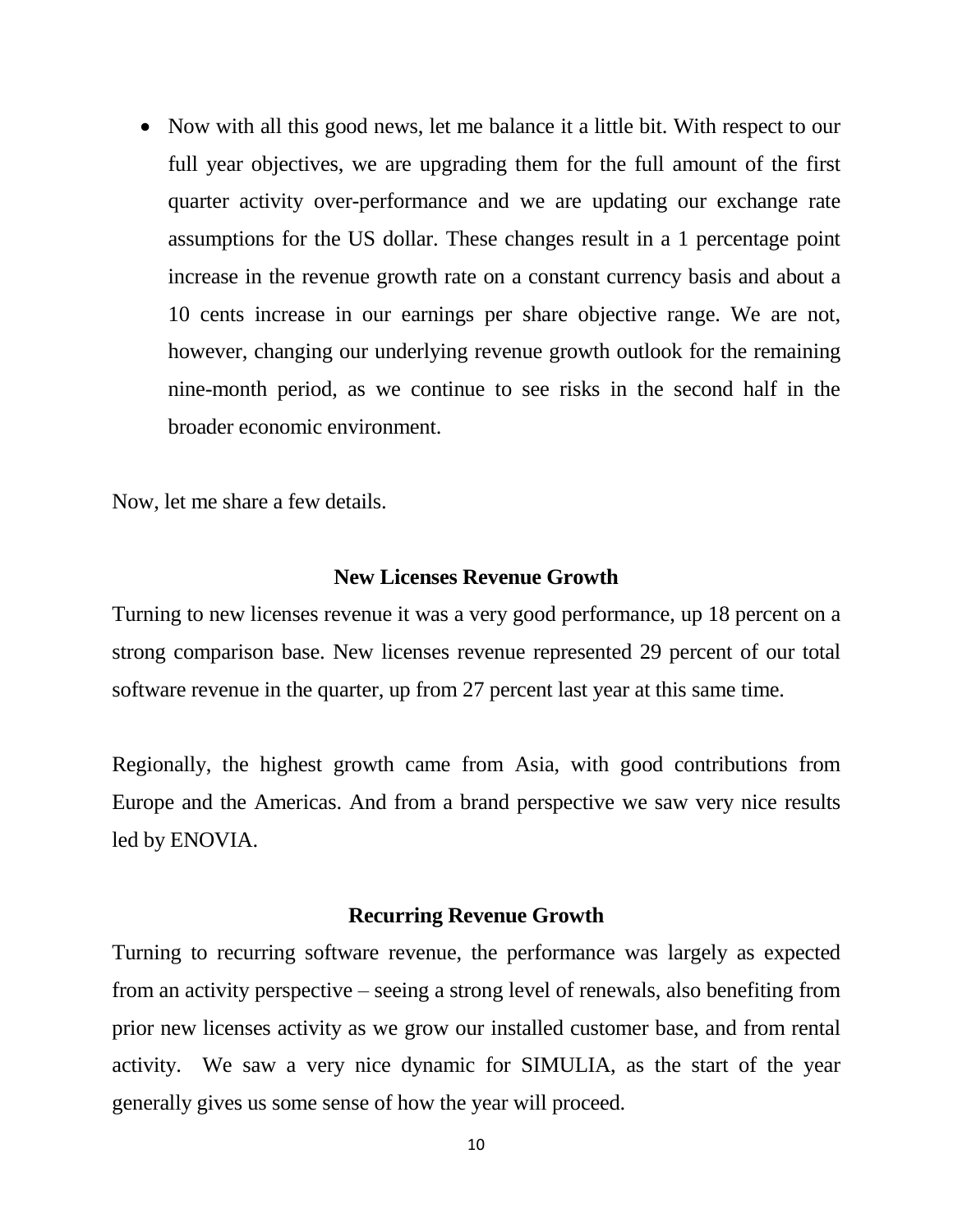- Now with all this good news, let me balance it a little bit. With respect to our full year objectives, we are upgrading them for the full amount of the first quarter activity over-performance and we are updating our exchange rate assumptions for the US dollar. These changes result in a 1 percentage point increase in the revenue growth rate on a constant currency basis and about a 10 cents increase in our earnings per share objective range. We are not, however, changing our underlying revenue growth outlook for the remaining nine-month period, as we continue to see risks in the second half in the broader economic environment.

Now, let me share a few details.

### New Licenses Revenue Growth

Turning to new licenses revenue it was a very good performance, up 18 percent on a strong comparison base. New licenses revenue represented 29 percent of our total software revenue in the quarter, up from 27 percent last year at this same time.

Regionally, the highest growth came from Asia, with good contributions from Europe and the Americas. And from a brand perspective we saw very nice results led by ENOVIA.

### Recurring Revenue Growth

Turning to recurring software revenue, the performance was largely as expected from an activity perspective – seeing a strong level of renewals, also benefiting from prior new licenses activity as we grow our installed customer base, and from rental activity. We saw a very nice dynamic for SIMULIA, as the start of the year generally gives us some sense of how the year will proceed.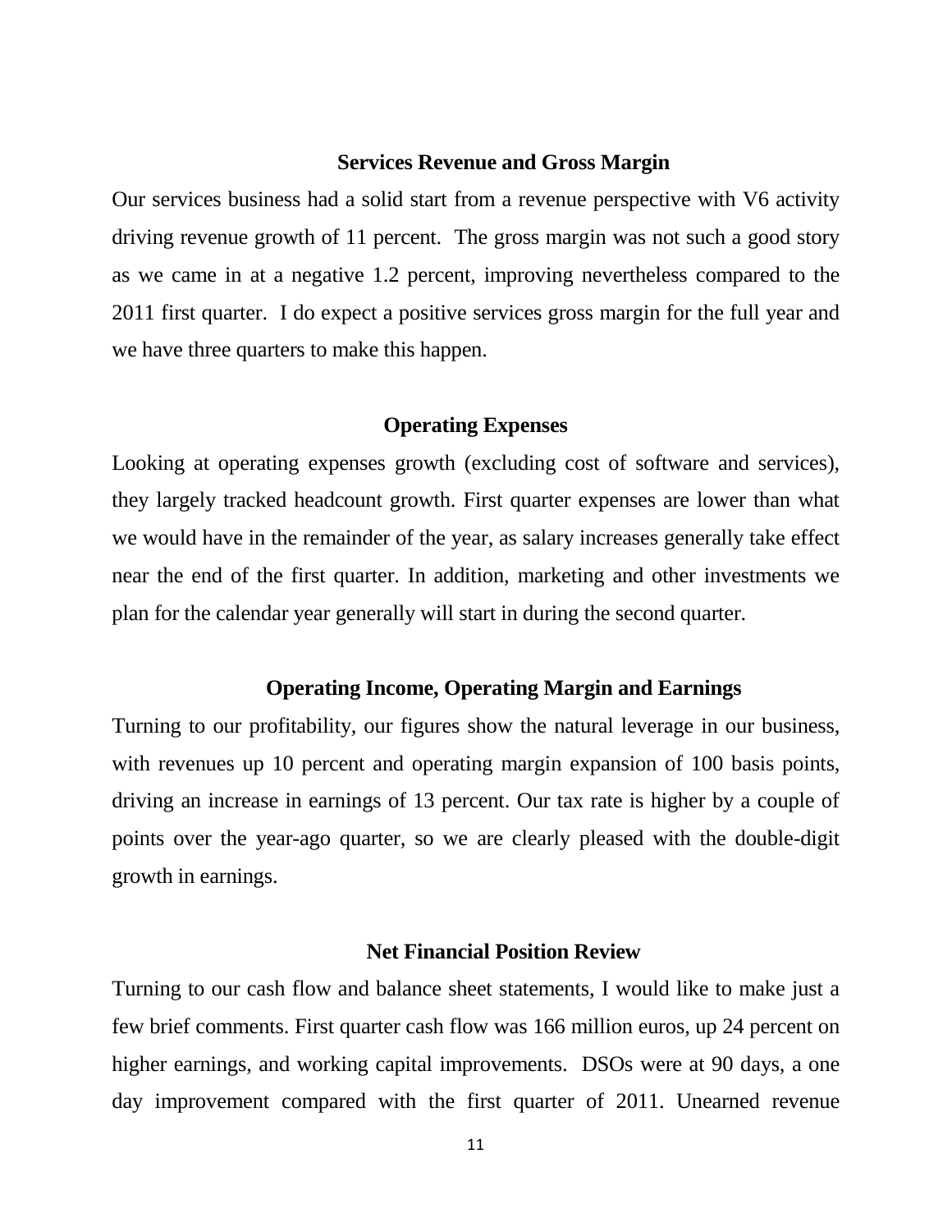## Services Revenue and Gross Margin

Our services business had a solid start from a revenue perspective with V6 activity driving revenue growth of 11 percent. The gross margin was not such a good story as we came in at a negative 1.2 percent, improving nevertheless compared to the 2011 first quarter. I do expect a positive services gross margin for the full year and we have three quarters to make this happen.

## Operating Expenses

Looking at operating expenses growth (excluding cost of software and services), they largely tracked headcount growth. First quarter expenses are lower than what we would have in the remainder of the year, as salary increases generally take effect near the end of the first quarter. In addition, marketing and other investments we plan for the calendar year generally will start in during the second quarter.

## Operating Income, Operating Margin and Earnings

Turning to our profitability, our figures show the natural leverage in our business, with revenues up 10 percent and operating margin expansion of 100 basis points, driving an increase in earnings of 13 percent. Our tax rate is higher by a couple of points over the year-ago quarter, so we are clearly pleased with the double-digit growth in earnings.

## Net Financial Position Review

Turning to our cash flow and balance sheet statements, I would like to make just a few brief comments. First quarter cash flow was 166 million euros, up 24 percent on higher earnings, and working capital improvements. DSOs were at 90 days, a one day improvement compared with the first quarter of 2011. Unearned revenue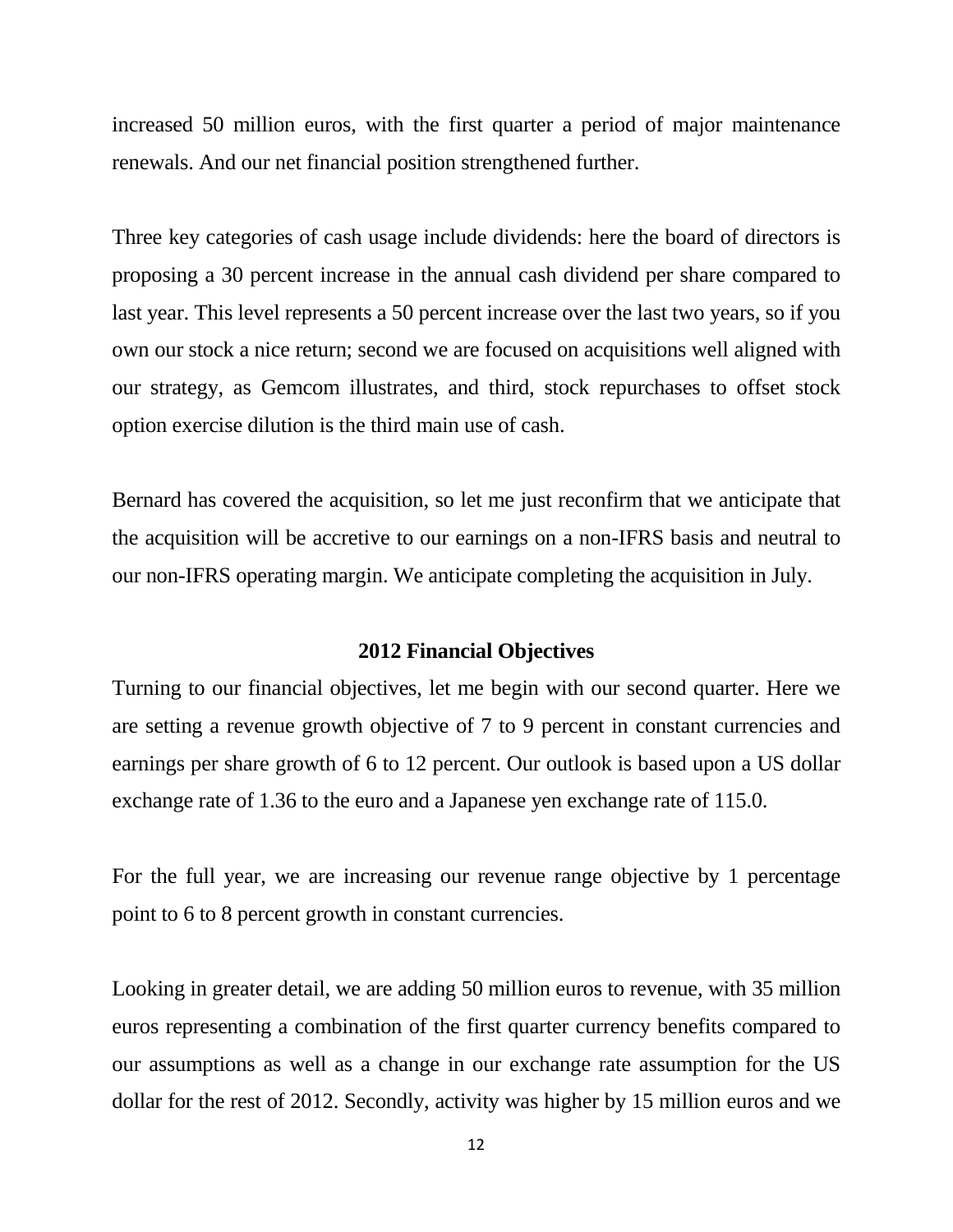increased 50 million euros, with the first quarter a period of major maintenance renewals. And our net financial position strengthened further.

Three key categories of cash usage include dividends: here the board of directors is proposing a 30 percent increase in the annual cash dividend per share compared to last year. This level represents a 50 percent increase over the last two years, so if you own our stock a nice return; second we are focused on acquisitions well aligned with our strategy, as Gemcom illustrates, and third, stock repurchases to offset stock option exercise dilution is the third main use of cash.

Bernard has covered the acquisition, so let me just reconfirm that we anticipate that the acquisition will be accretive to our earnings on a non-IFRS basis and neutral to our non-IFRS operating margin. We anticipate completing the acquisition in July.

## 2012 Financial Objectives

Turning to our financial objectives, let me begin with our second quarter. Here we are setting a revenue growth objective of 7 to 9 percent in constant currencies and earnings per share growth of 6 to 12 percent. Our outlook is based upon a US dollar exchange rate of 1.36 to the euro and a Japanese yen exchange rate of 115.0.

For the full year, we are increasing our revenue range objective by 1 percentage point to 6 to 8 percent growth in constant currencies.

Looking in greater detail, we are adding 50 million euros to revenue, with 35 million euros representing a combination of the first quarter currency benefits compared to our assumptions as well as a change in our exchange rate assumption for the US dollar for the rest of 2012. Secondly, activity was higher by 15 million euros and we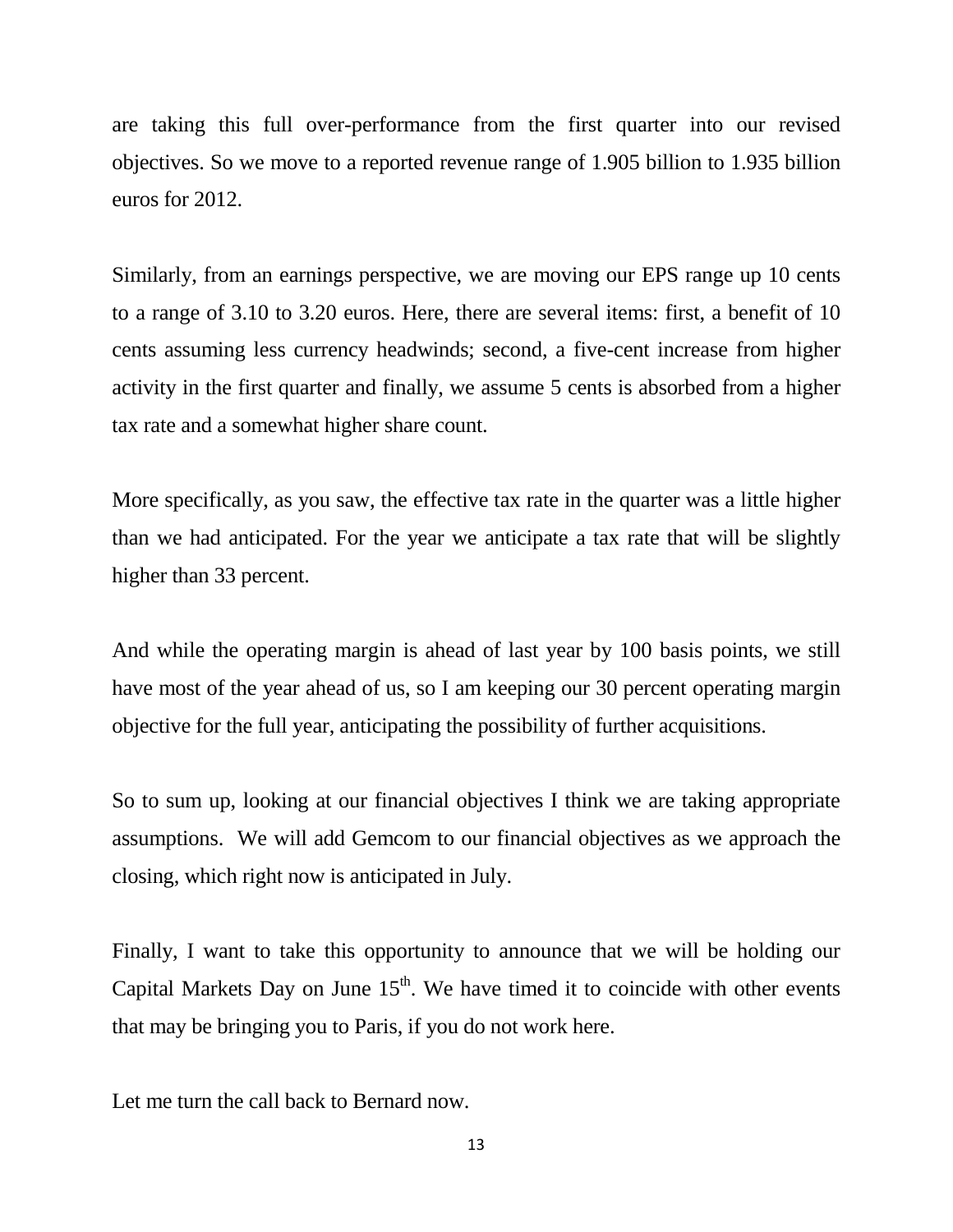are taking this full over-performance from the first quarter into our revised objectives. So we move to a reported revenue range of 1.905 billion to 1.935 billion euros for 2012.

Similarly, from an earnings perspective, we are moving our EPS range up 10 cents to a range of 3.10 to 3.20 euros. Here, there are several items: first, a benefit of 10 cents assuming less currency headwinds; second, a five-cent increase from higher activity in the first quarter and finally, we assume 5 cents is absorbed from a higher tax rate and a somewhat higher share count.

More specifically, as you saw, the effective tax rate in the quarter was a little higher than we had anticipated. For the year we anticipate a tax rate that will be slightly higher than 33 percent.

And while the operating margin is ahead of last year by 100 basis points, we still have most of the year ahead of us, so I am keeping our 30 percent operating margin objective for the full year, anticipating the possibility of further acquisitions.

So to sum up, looking at our financial objectives I think we are taking appropriate assumptions. We will add Gemcom to our financial objectives as we approach the closing, which right now is anticipated in July.

Finally, I want to take this opportunity to announce that we will be holding our Capital Markets Day on June 15th. We have timed it to coincide with other events that may be bringing you to Paris, if you do not work here.

Let me turn the call back to Bernard now.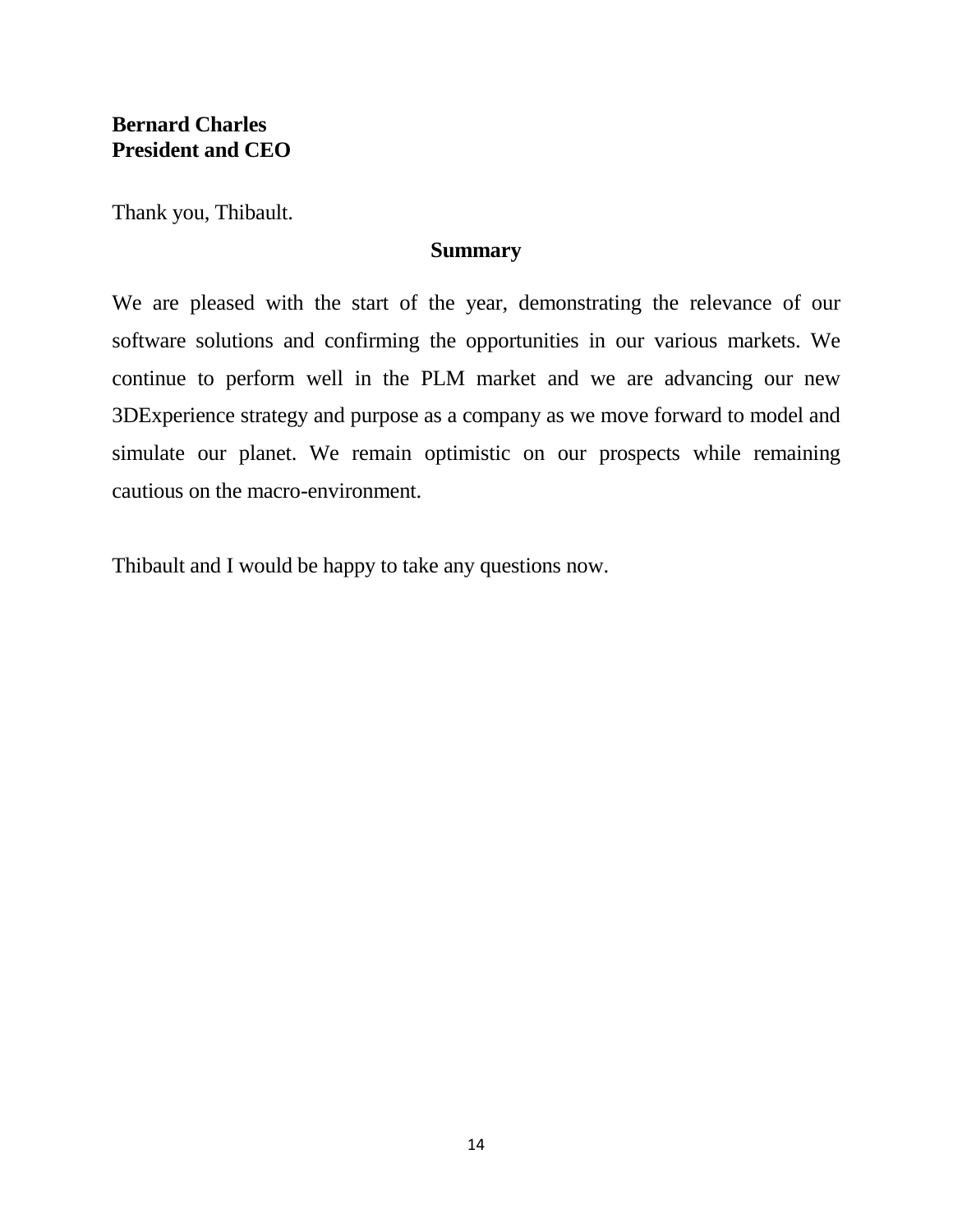**Bernard Charles**
**President and CEO**

Thank you, Thibault.

## Summary

We are pleased with the start of the year, demonstrating the relevance of our software solutions and confirming the opportunities in our various markets. We continue to perform well in the PLM market and we are advancing our new 3DExperience strategy and purpose as a company as we move forward to model and simulate our planet. We remain optimistic on our prospects while remaining cautious on the macro-environment.

Thibault and I would be happy to take any questions now.